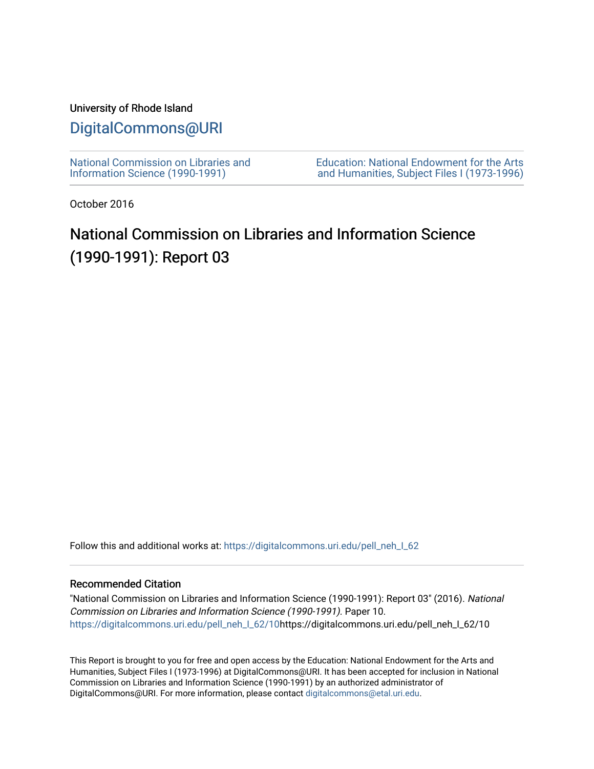University of Rhode Island

# DigitalCommons@URI

National Commission on Libraries and Information Science (1990-1991)

Education: National Endowment for the Arts and Humanities, Subject Files I (1973-1996)

October 2016

# National Commission on Libraries and Information Science (1990-1991): Report 03

Follow this and additional works at: https://digitalcommons.uri.edu/pell_neh_I_62

## Recommended Citation

"National Commission on Libraries and Information Science (1990-1991): Report 03" (2016). *National Commission on Libraries and Information Science (1990-1991).* Paper 10.
https://digitalcommons.uri.edu/pell_neh_I_62/10https://digitalcommons.uri.edu/pell_neh_I_62/10

This Report is brought to you for free and open access by the Education: National Endowment for the Arts and Humanities, Subject Files I (1973-1996) at DigitalCommons@URI. It has been accepted for inclusion in National Commission on Libraries and Information Science (1990-1991) by an authorized administrator of DigitalCommons@URI. For more information, please contact digitalcommons@etal.uri.edu.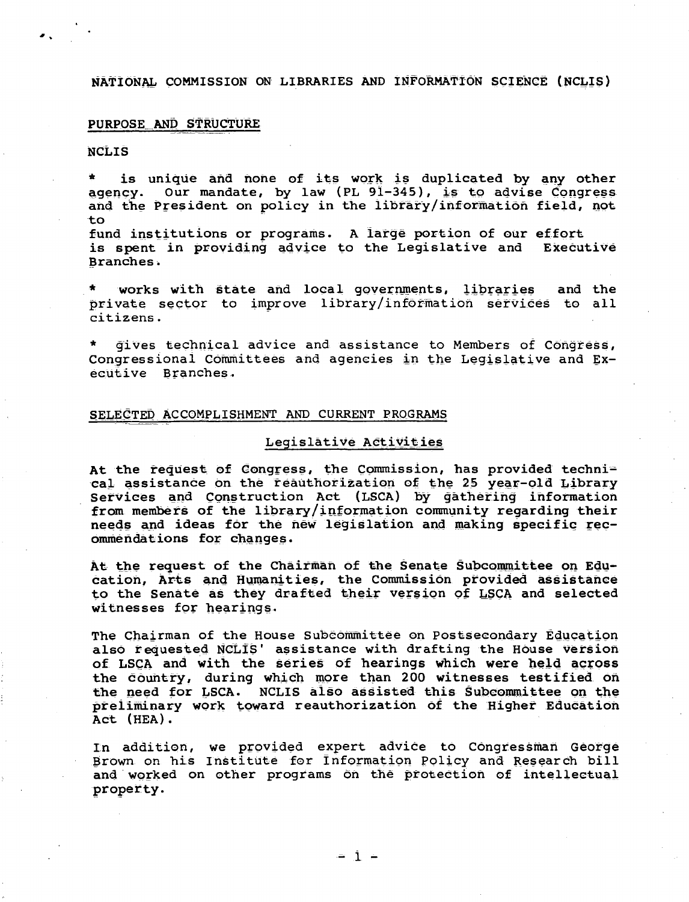# NATIONAL COMMISSION ON LIBRARIES AND INFORMATION SCIENCE (NCLIS)

## PURPOSE AND STRUCTURE

NCLIS

* is unique and none of its work is duplicated by any other agency. Our mandate, by law (PL 91-345), is to advise Congress and the President on policy in the library/information field, not to fund institutions or programs. A large portion of our effort is spent in providing advice to the Legislative and Executive Branches.

* works with state and local governments, libraries and the private sector to improve library/information services to all citizens.

* gives technical advice and assistance to Members of Congress, Congressional Committees and agencies in the Legislative and Executive Branches.

## SELECTED ACCOMPLISHMENT AND CURRENT PROGRAMS

### Legislative Activities

At the request of Congress, the Commission, has provided technical assistance on the reauthorization of the 25 year-old Library Services and Construction Act (LSCA) by gathering information from members of the library/information community regarding their needs and ideas for the new legislation and making specific recommendations for changes.

At the request of the Chairman of the Senate Subcommittee on Education, Arts and Humanities, the Commission provided assistance to the Senate as they drafted their version of LSCA and selected witnesses for hearings.

The Chairman of the House Subcommittee on Postsecondary Education also requested NCLIS' assistance with drafting the House version of LSCA and with the series of hearings which were held across the country, during which more than 200 witnesses testified on the need for LSCA. NCLIS also assisted this Subcommittee on the preliminary work toward reauthorization of the Higher Education Act (HEA).

In addition, we provided expert advice to Congressman George Brown on his Institute for Information Policy and Research bill and worked on other programs on the protection of intellectual property.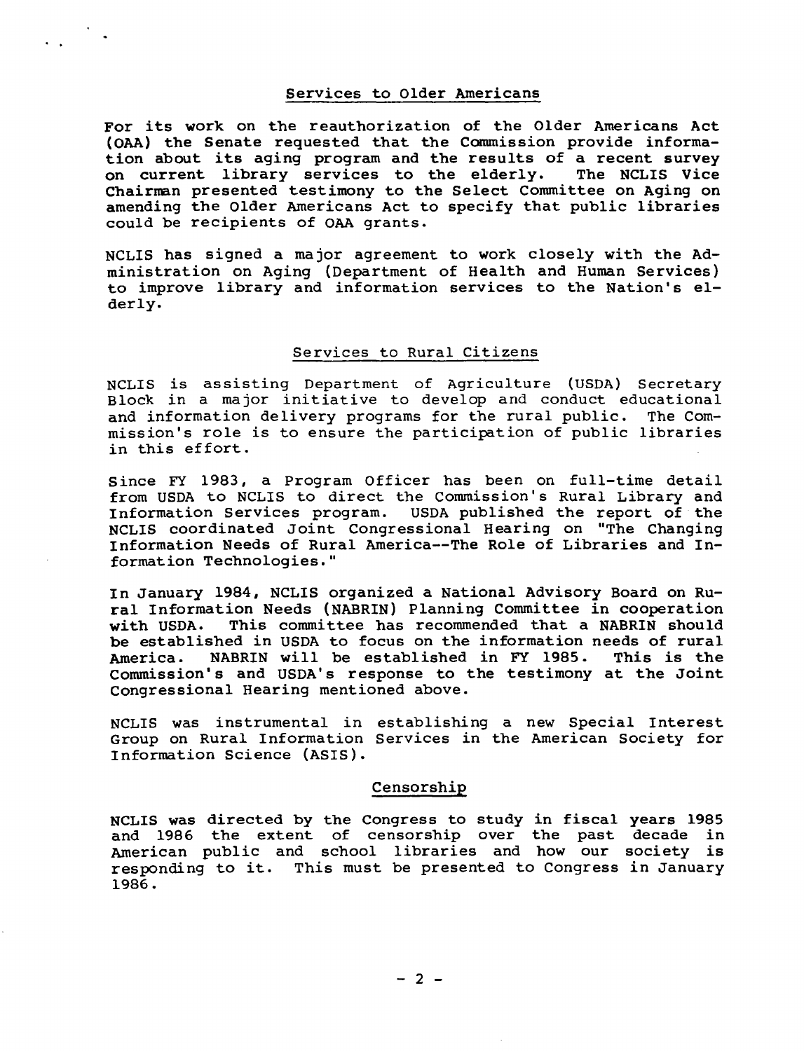## Services to Older Americans

For its work on the reauthorization of the Older Americans Act (OAA) the Senate requested that the Commission provide information about its aging program and the results of a recent survey on current library services to the elderly. The NCLIS Vice Chairman presented testimony to the Select Committee on Aging on amending the Older Americans Act to specify that public libraries could be recipients of OAA grants.

NCLIS has signed a major agreement to work closely with the Administration on Aging (Department of Health and Human Services) to improve library and information services to the Nation's elderly.

## Services to Rural Citizens

NCLIS is assisting Department of Agriculture (USDA) Secretary Block in a major initiative to develop and conduct educational and information delivery programs for the rural public. The Commission's role is to ensure the participation of public libraries in this effort.

Since FY 1983, a Program Officer has been on full-time detail from USDA to NCLIS to direct the Commission's Rural Library and Information Services program. USDA published the report of the NCLIS coordinated Joint Congressional Hearing on "The Changing Information Needs of Rural America--The Role of Libraries and Information Technologies."

In January 1984, NCLIS organized a National Advisory Board on Rural Information Needs (NABRIN) Planning Committee in cooperation with USDA. This committee has recommended that a NABRIN should be established in USDA to focus on the information needs of rural America. NABRIN will be established in FY 1985. This is the Commission's and USDA's response to the testimony at the Joint Congressional Hearing mentioned above.

NCLIS was instrumental in establishing a new Special Interest Group on Rural Information Services in the American Society for Information Science (ASIS).

## Censorship

NCLIS was directed by the Congress to study in fiscal years 1985 and 1986 the extent of censorship over the past decade in American public and school libraries and how our society is responding to it. This must be presented to Congress in January 1986.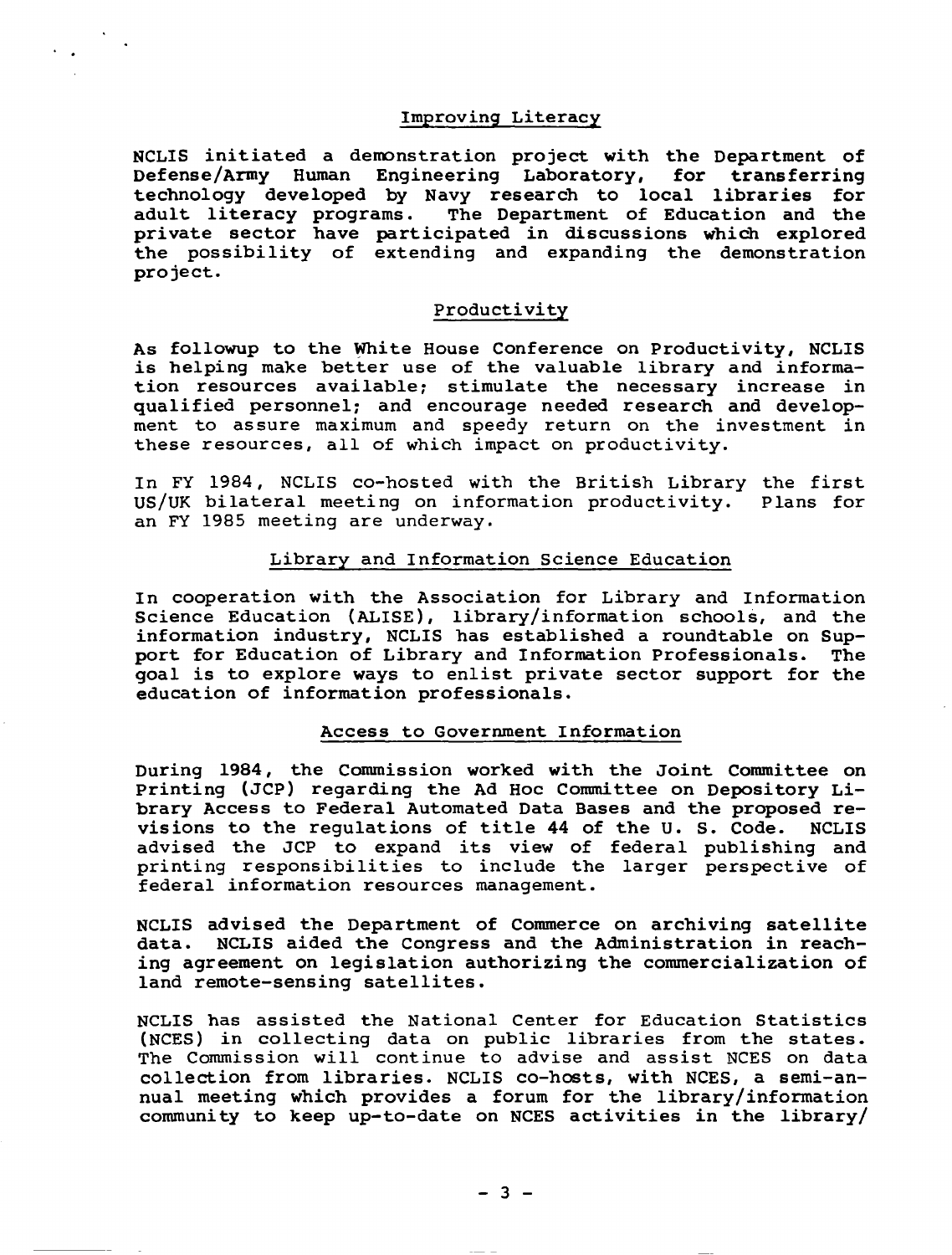## Improving Literacy

NCLIS initiated a demonstration project with the Department of Defense/Army Human Engineering Laboratory, for transferring technology developed by Navy research to local libraries for adult literacy programs. The Department of Education and the private sector have participated in discussions which explored the possibility of extending and expanding the demonstration project.

## Productivity

As followup to the White House Conference on Productivity, NCLIS is helping make better use of the valuable library and information resources available; stimulate the necessary increase in qualified personnel; and encourage needed research and development to assure maximum and speedy return on the investment in these resources, all of which impact on productivity.

In FY 1984, NCLIS co-hosted with the British Library the first US/UK bilateral meeting on information productivity. Plans for an FY 1985 meeting are underway.

## Library and Information Science Education

In cooperation with the Association for Library and Information Science Education (ALISE), library/information schools, and the information industry, NCLIS has established a roundtable on Support for Education of Library and Information Professionals. The goal is to explore ways to enlist private sector support for the education of information professionals.

## Access to Government Information

During 1984, the Commission worked with the Joint Committee on Printing (JCP) regarding the Ad Hoc Committee on Depository Library Access to Federal Automated Data Bases and the proposed revisions to the regulations of title 44 of the U. S. Code. NCLIS advised the JCP to expand its view of federal publishing and printing responsibilities to include the larger perspective of federal information resources management.

NCLIS advised the Department of Commerce on archiving satellite data. NCLIS aided the Congress and the Administration in reaching agreement on legislation authorizing the commercialization of land remote-sensing satellites.

NCLIS has assisted the National Center for Education Statistics (NCES) in collecting data on public libraries from the states. The Commission will continue to advise and assist NCES on data collection from libraries. NCLIS co-hosts, with NCES, a semi-annual meeting which provides a forum for the library/information community to keep up-to-date on NCES activities in the library/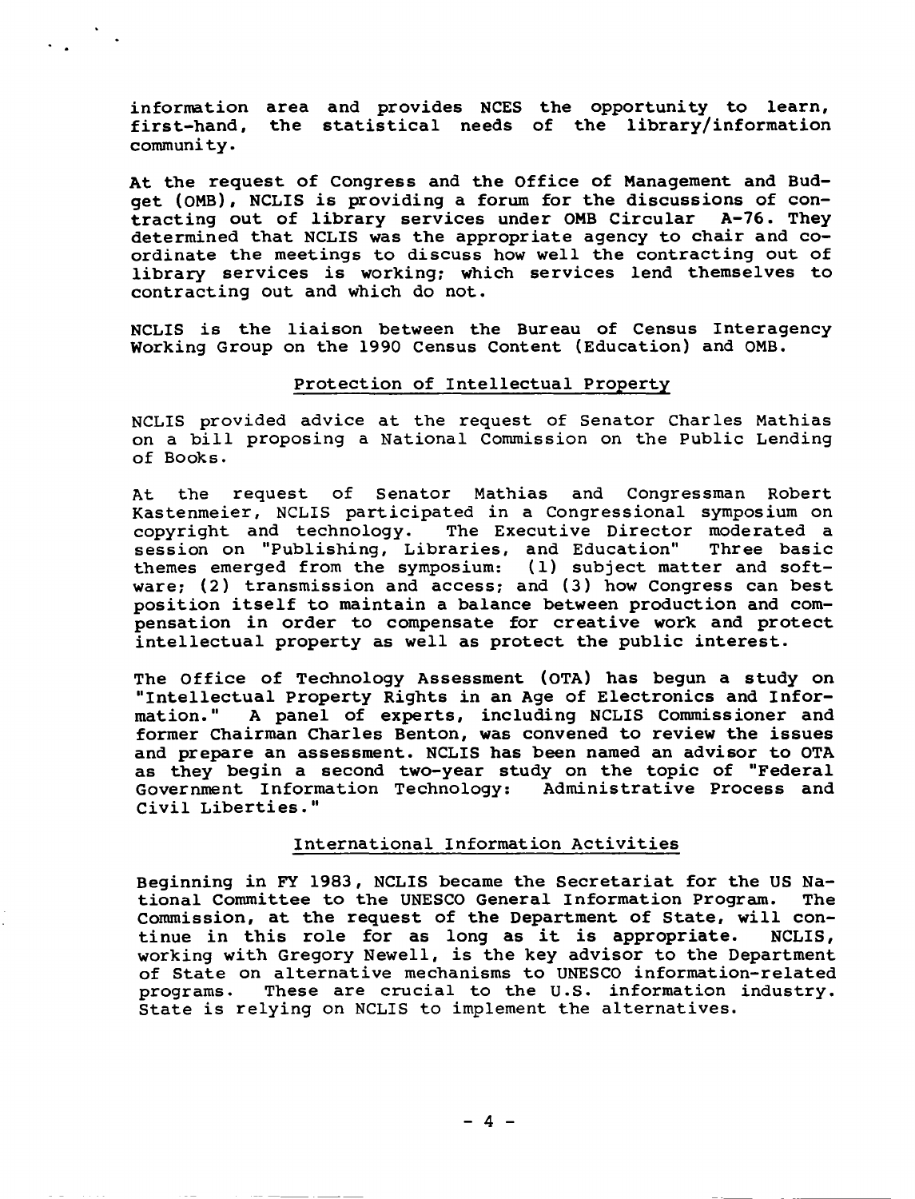information area and provides NCES the opportunity to learn, first-hand, the statistical needs of the library/information community.

At the request of Congress and the Office of Management and Budget (OMB), NCLIS is providing a forum for the discussions of contracting out of library services under OMB Circular A-76. They determined that NCLIS was the appropriate agency to chair and coordinate the meetings to discuss how well the contracting out of library services is working; which services lend themselves to contracting out and which do not.

NCLIS is the liaison between the Bureau of Census Interagency Working Group on the 1990 Census Content (Education) and OMB.

## Protection of Intellectual Property

NCLIS provided advice at the request of Senator Charles Mathias on a bill proposing a National Commission on the Public Lending of Books.

At the request of Senator Mathias and Congressman Robert Kastenmeier, NCLIS participated in a Congressional symposium on copyright and technology. The Executive Director moderated a session on "Publishing, Libraries, and Education" Three basic themes emerged from the symposium: (1) subject matter and software; (2) transmission and access; and (3) how Congress can best position itself to maintain a balance between production and compensation in order to compensate for creative work and protect intellectual property as well as protect the public interest.

The Office of Technology Assessment (OTA) has begun a study on "Intellectual Property Rights in an Age of Electronics and Information." A panel of experts, including NCLIS Commissioner and former Chairman Charles Benton, was convened to review the issues and prepare an assessment. NCLIS has been named an advisor to OTA as they begin a second two-year study on the topic of "Federal Government Information Technology: Administrative Process and Civil Liberties."

## International Information Activities

Beginning in FY 1983, NCLIS became the Secretariat for the US National Committee to the UNESCO General Information Program. The Commission, at the request of the Department of State, will continue in this role for as long as it is appropriate. NCLIS, working with Gregory Newell, is the key advisor to the Department of State on alternative mechanisms to UNESCO information-related programs. These are crucial to the U.S. information industry. State is relying on NCLIS to implement the alternatives.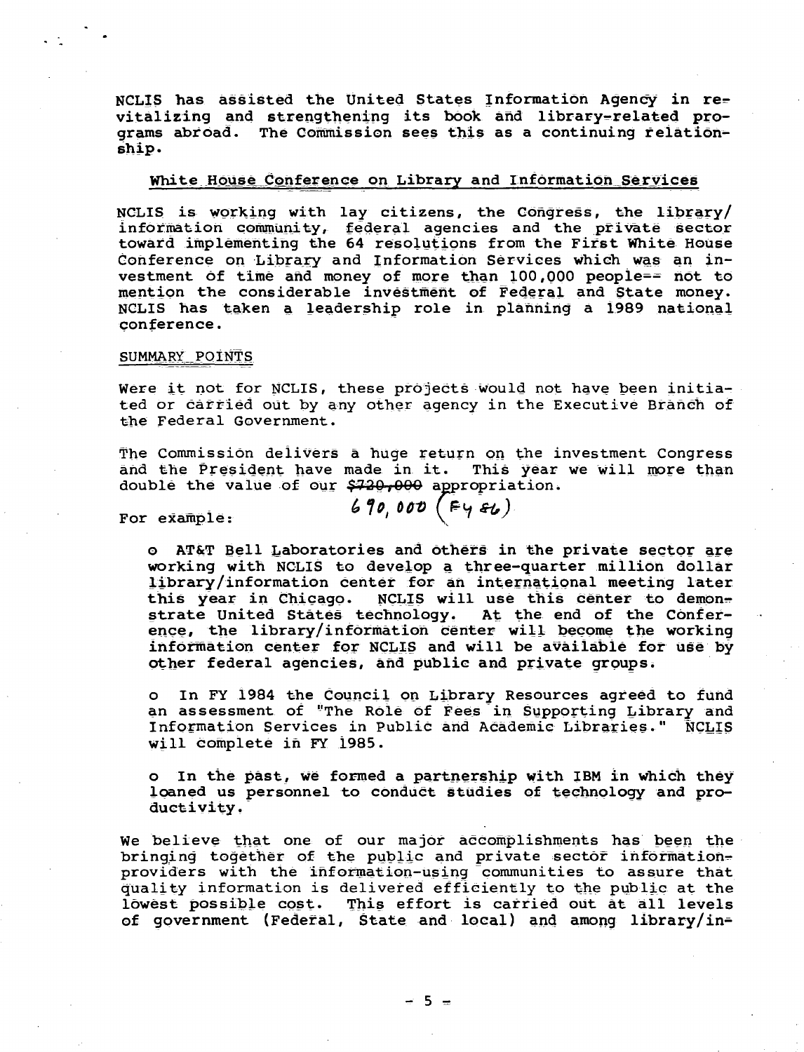NCLIS has assisted the United States Information Agency in revitalizing and strengthening its book and library-related programs abroad. The Commission sees this as a continuing relationship.

## White House Conference on Library and Information Services

NCLIS is working with lay citizens, the Congress, the library/information community, federal agencies and the private sector toward implementing the 64 resolutions from the First White House Conference on Library and Information Services which was an investment of time and money of more than 100,000 people-- not to mention the considerable investment of Federal and State money. NCLIS has taken a leadership role in planning a 1989 national conference.

## SUMMARY POINTS

Were it not for NCLIS, these projects would not have been initiated or carried out by any other agency in the Executive Branch of the Federal Government.

The Commission delivers a huge return on the investment Congress and the President have made in it. This year we will more than double the value of our ~~$720,000~~ 690,000 (FY 86) appropriation.

For example:

- AT&T Bell Laboratories and others in the private sector are working with NCLIS to develop a three-quarter million dollar library/information center for an international meeting later this year in Chicago. NCLIS will use this center to demonstrate United States technology. At the end of the Conference, the library/information center will become the working information center for NCLIS and will be available for use by other federal agencies, and public and private groups.

- In FY 1984 the Council on Library Resources agreed to fund an assessment of "The Role of Fees in Supporting Library and Information Services in Public and Academic Libraries." NCLIS will complete in FY 1985.

- In the past, we formed a partnership with IBM in which they loaned us personnel to conduct studies of technology and productivity.

We believe that one of our major accomplishments has been the bringing together of the public and private sector information-providers with the information-using communities to assure that quality information is delivered efficiently to the public at the lowest possible cost. This effort is carried out at all levels of government (Federal, State and local) and among library/in-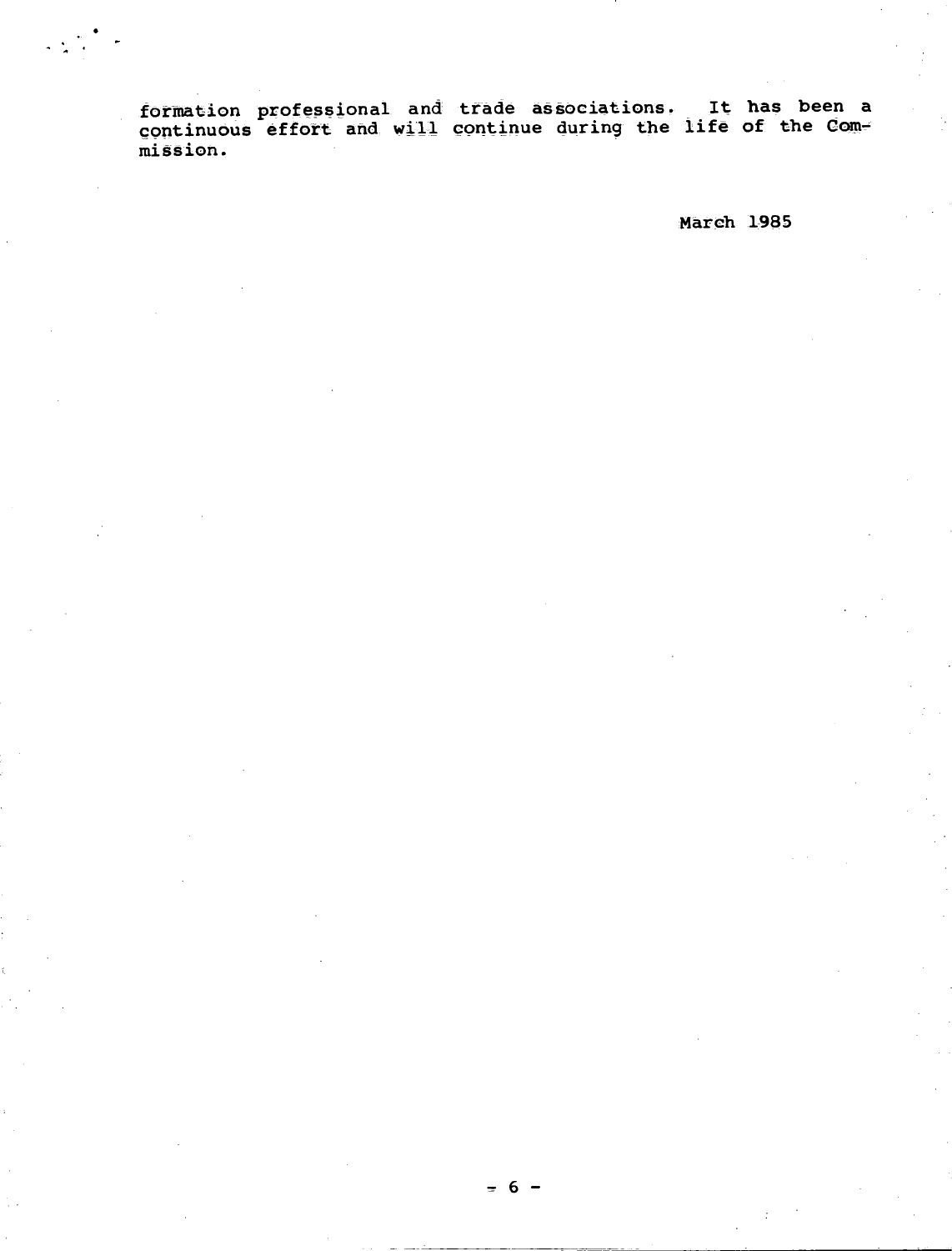formation professional and trade associations. It has been a continuous effort and will continue during the life of the Commission.

March 1985